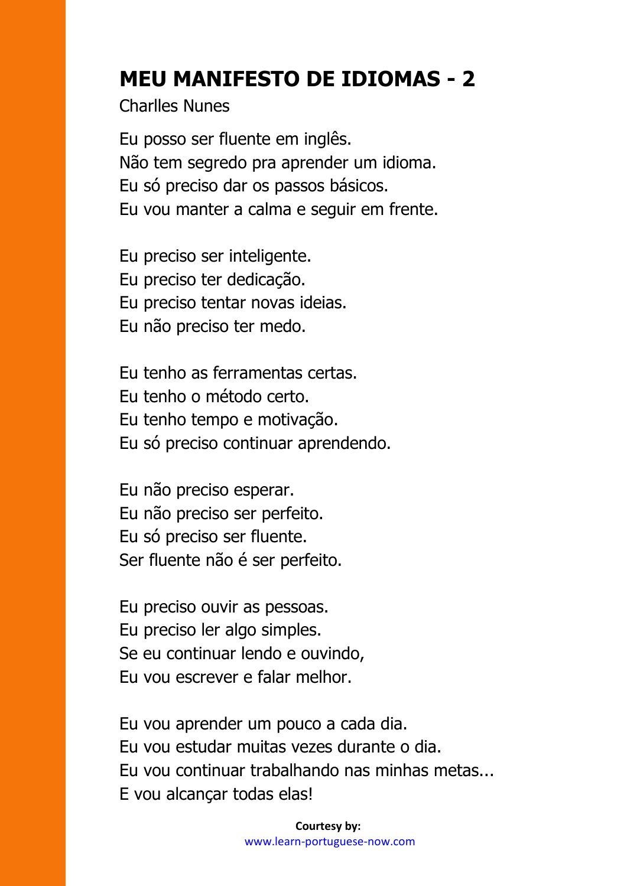# MEU MANIFESTO DE IDIOMAS - 2

Charlles Nunes

Eu posso ser fluente em inglês.
Não tem segredo pra aprender um idioma.
Eu só preciso dar os passos básicos.
Eu vou manter a calma e seguir em frente.

Eu preciso ser inteligente.
Eu preciso ter dedicação.
Eu preciso tentar novas ideias.
Eu não preciso ter medo.

Eu tenho as ferramentas certas.
Eu tenho o método certo.
Eu tenho tempo e motivação.
Eu só preciso continuar aprendendo.

Eu não preciso esperar.
Eu não preciso ser perfeito.
Eu só preciso ser fluente.
Ser fluente não é ser perfeito.

Eu preciso ouvir as pessoas.
Eu preciso ler algo simples.
Se eu continuar lendo e ouvindo,
Eu vou escrever e falar melhor.

Eu vou aprender um pouco a cada dia.
Eu vou estudar muitas vezes durante o dia.
Eu vou continuar trabalhando nas minhas metas...
E vou alcançar todas elas!

**Courtesy by:**
www.learn-portuguese-now.com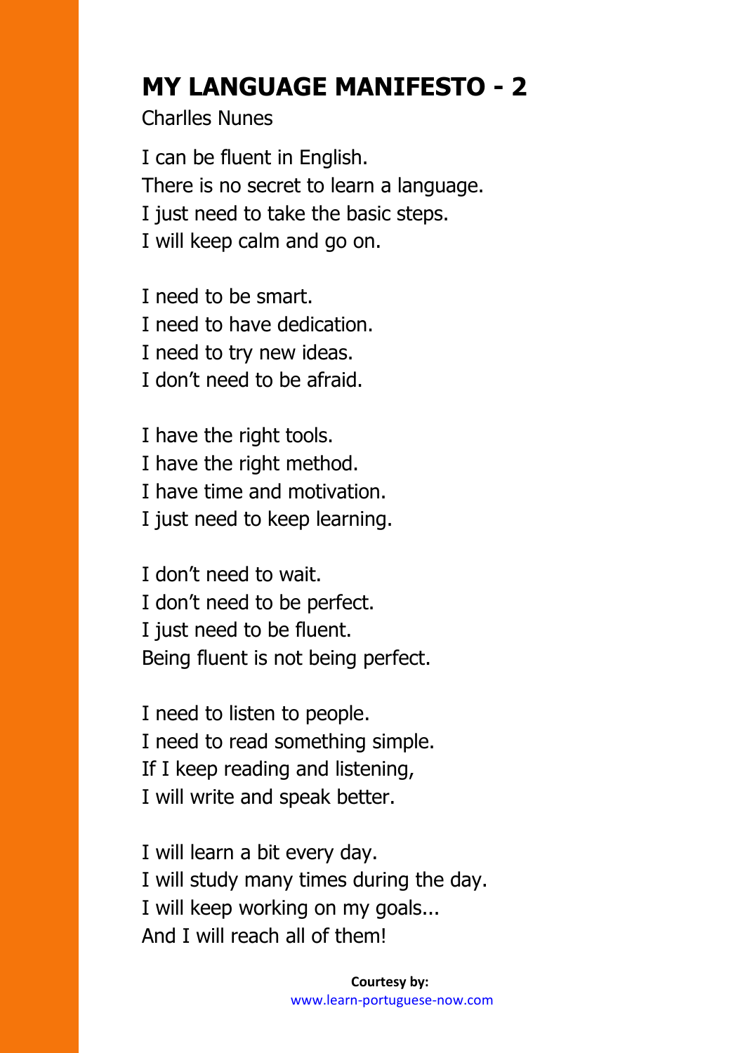# MY LANGUAGE MANIFESTO - 2

Charlles Nunes

I can be fluent in English.
There is no secret to learn a language.
I just need to take the basic steps.
I will keep calm and go on.

I need to be smart.
I need to have dedication.
I need to try new ideas.
I don't need to be afraid.

I have the right tools.
I have the right method.
I have time and motivation.
I just need to keep learning.

I don't need to wait.
I don't need to be perfect.
I just need to be fluent.
Being fluent is not being perfect.

I need to listen to people.
I need to read something simple.
If I keep reading and listening,
I will write and speak better.

I will learn a bit every day.
I will study many times during the day.
I will keep working on my goals...
And I will reach all of them!

**Courtesy by:**
www.learn-portuguese-now.com